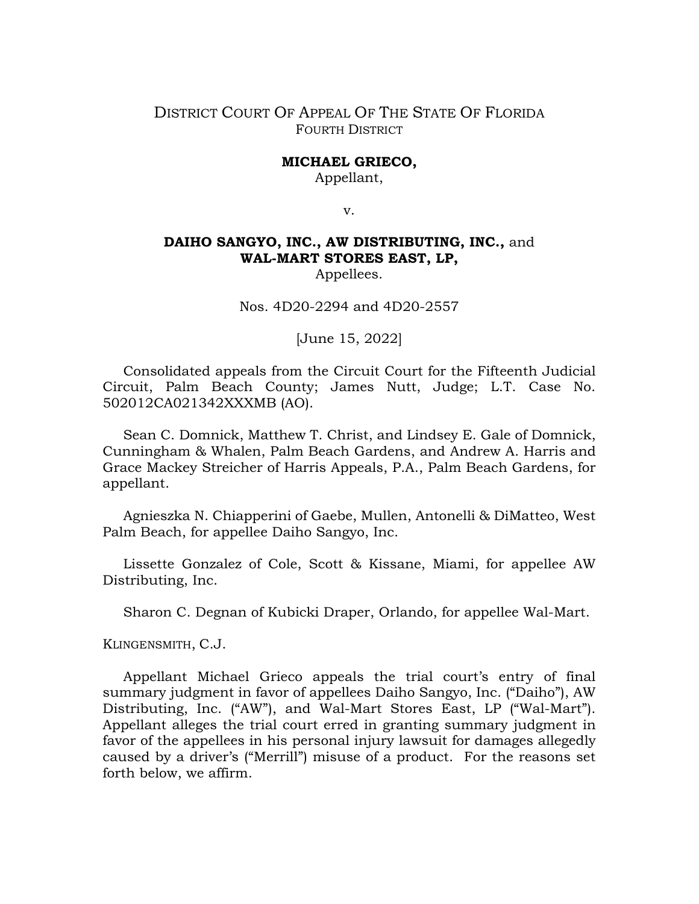DISTRICT COURT OF APPEAL OF THE STATE OF FLORIDA
FOURTH DISTRICT

**MICHAEL GRIECO,**
Appellant,

v.

**DAIHO SANGYO, INC., AW DISTRIBUTING, INC.,** and **WAL-MART STORES EAST, LP,**
Appellees.

Nos. 4D20-2294 and 4D20-2557

[June 15, 2022]

Consolidated appeals from the Circuit Court for the Fifteenth Judicial Circuit, Palm Beach County; James Nutt, Judge; L.T. Case No. 502012CA021342XXXMB (AO).

Sean C. Domnick, Matthew T. Christ, and Lindsey E. Gale of Domnick, Cunningham & Whalen, Palm Beach Gardens, and Andrew A. Harris and Grace Mackey Streicher of Harris Appeals, P.A., Palm Beach Gardens, for appellant.

Agnieszka N. Chiapperini of Gaebe, Mullen, Antonelli & DiMatteo, West Palm Beach, for appellee Daiho Sangyo, Inc.

Lissette Gonzalez of Cole, Scott & Kissane, Miami, for appellee AW Distributing, Inc.

Sharon C. Degnan of Kubicki Draper, Orlando, for appellee Wal-Mart.

KLINGENSMITH, C.J.

Appellant Michael Grieco appeals the trial court's entry of final summary judgment in favor of appellees Daiho Sangyo, Inc. ("Daiho"), AW Distributing, Inc. ("AW"), and Wal-Mart Stores East, LP ("Wal-Mart"). Appellant alleges the trial court erred in granting summary judgment in favor of the appellees in his personal injury lawsuit for damages allegedly caused by a driver's ("Merrill") misuse of a product. For the reasons set forth below, we affirm.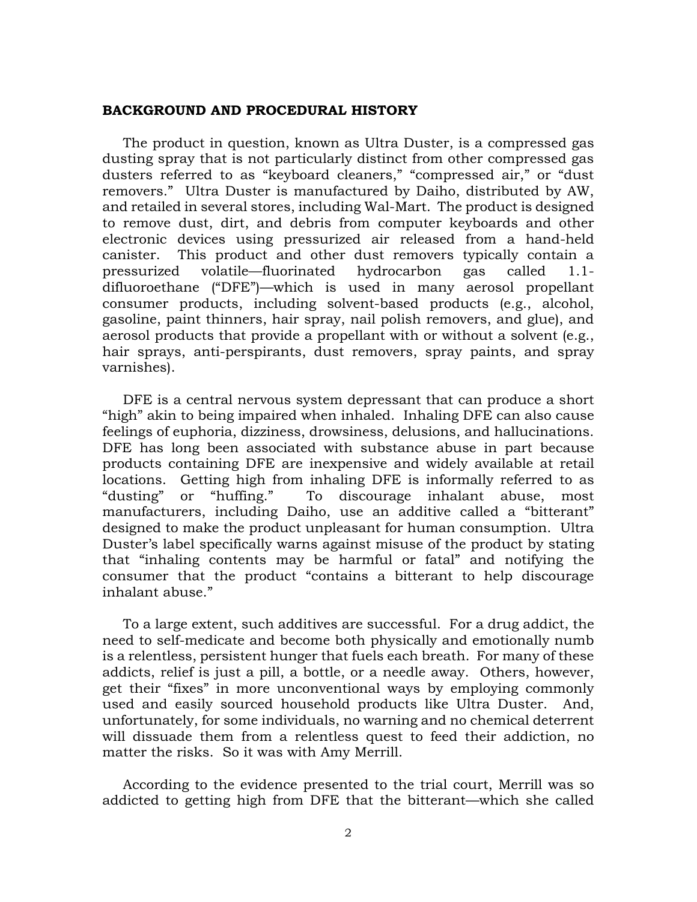## BACKGROUND AND PROCEDURAL HISTORY

The product in question, known as Ultra Duster, is a compressed gas dusting spray that is not particularly distinct from other compressed gas dusters referred to as "keyboard cleaners," "compressed air," or "dust removers." Ultra Duster is manufactured by Daiho, distributed by AW, and retailed in several stores, including Wal-Mart. The product is designed to remove dust, dirt, and debris from computer keyboards and other electronic devices using pressurized air released from a hand-held canister. This product and other dust removers typically contain a pressurized volatile—fluorinated hydrocarbon gas called 1.1-difluoroethane ("DFE")—which is used in many aerosol propellant consumer products, including solvent-based products (e.g., alcohol, gasoline, paint thinners, hair spray, nail polish removers, and glue), and aerosol products that provide a propellant with or without a solvent (e.g., hair sprays, anti-perspirants, dust removers, spray paints, and spray varnishes).

DFE is a central nervous system depressant that can produce a short "high" akin to being impaired when inhaled. Inhaling DFE can also cause feelings of euphoria, dizziness, drowsiness, delusions, and hallucinations. DFE has long been associated with substance abuse in part because products containing DFE are inexpensive and widely available at retail locations. Getting high from inhaling DFE is informally referred to as "dusting" or "huffing." To discourage inhalant abuse, most manufacturers, including Daiho, use an additive called a "bitterant" designed to make the product unpleasant for human consumption. Ultra Duster's label specifically warns against misuse of the product by stating that "inhaling contents may be harmful or fatal" and notifying the consumer that the product "contains a bitterant to help discourage inhalant abuse."

To a large extent, such additives are successful. For a drug addict, the need to self-medicate and become both physically and emotionally numb is a relentless, persistent hunger that fuels each breath. For many of these addicts, relief is just a pill, a bottle, or a needle away. Others, however, get their "fixes" in more unconventional ways by employing commonly used and easily sourced household products like Ultra Duster. And, unfortunately, for some individuals, no warning and no chemical deterrent will dissuade them from a relentless quest to feed their addiction, no matter the risks. So it was with Amy Merrill.

According to the evidence presented to the trial court, Merrill was so addicted to getting high from DFE that the bitterant—which she called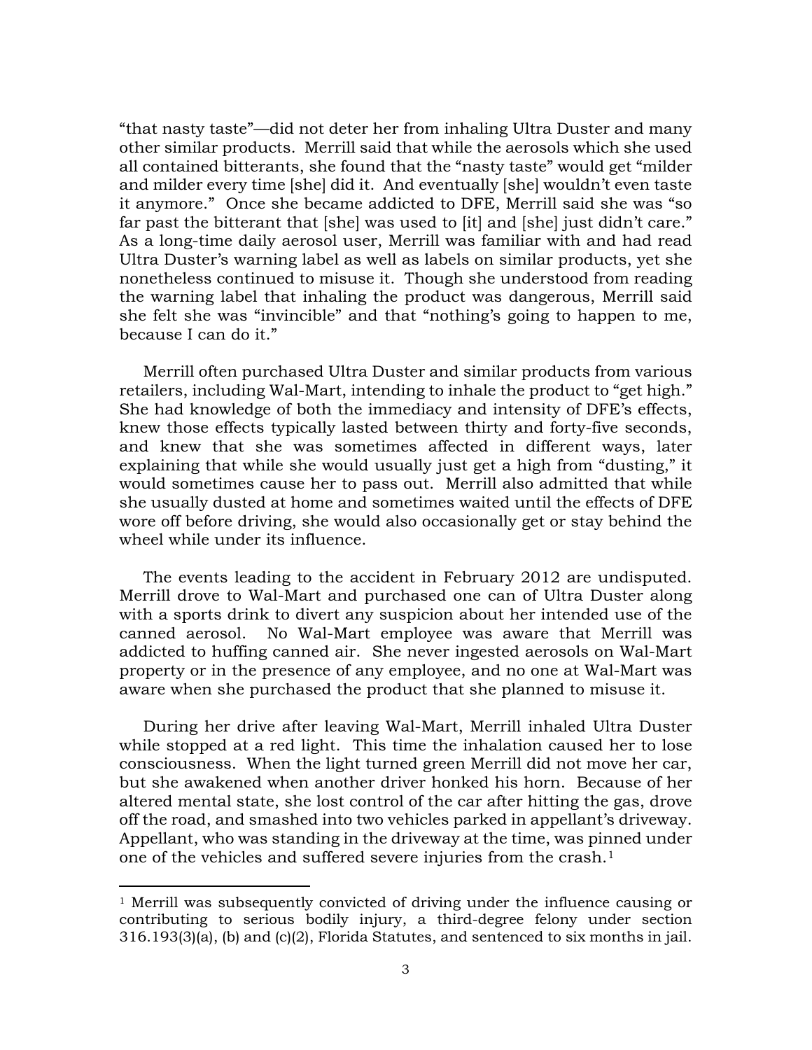"that nasty taste"—did not deter her from inhaling Ultra Duster and many other similar products. Merrill said that while the aerosols which she used all contained bitterants, she found that the "nasty taste" would get "milder and milder every time [she] did it. And eventually [she] wouldn't even taste it anymore." Once she became addicted to DFE, Merrill said she was "so far past the bitterant that [she] was used to [it] and [she] just didn't care." As a long-time daily aerosol user, Merrill was familiar with and had read Ultra Duster's warning label as well as labels on similar products, yet she nonetheless continued to misuse it. Though she understood from reading the warning label that inhaling the product was dangerous, Merrill said she felt she was "invincible" and that "nothing's going to happen to me, because I can do it."

Merrill often purchased Ultra Duster and similar products from various retailers, including Wal-Mart, intending to inhale the product to "get high." She had knowledge of both the immediacy and intensity of DFE's effects, knew those effects typically lasted between thirty and forty-five seconds, and knew that she was sometimes affected in different ways, later explaining that while she would usually just get a high from "dusting," it would sometimes cause her to pass out. Merrill also admitted that while she usually dusted at home and sometimes waited until the effects of DFE wore off before driving, she would also occasionally get or stay behind the wheel while under its influence.

The events leading to the accident in February 2012 are undisputed. Merrill drove to Wal-Mart and purchased one can of Ultra Duster along with a sports drink to divert any suspicion about her intended use of the canned aerosol. No Wal-Mart employee was aware that Merrill was addicted to huffing canned air. She never ingested aerosols on Wal-Mart property or in the presence of any employee, and no one at Wal-Mart was aware when she purchased the product that she planned to misuse it.

During her drive after leaving Wal-Mart, Merrill inhaled Ultra Duster while stopped at a red light. This time the inhalation caused her to lose consciousness. When the light turned green Merrill did not move her car, but she awakened when another driver honked his horn. Because of her altered mental state, she lost control of the car after hitting the gas, drove off the road, and smashed into two vehicles parked in appellant's driveway. Appellant, who was standing in the driveway at the time, was pinned under one of the vehicles and suffered severe injuries from the crash.[1]

[1] Merrill was subsequently convicted of driving under the influence causing or contributing to serious bodily injury, a third-degree felony under section 316.193(3)(a), (b) and (c)(2), Florida Statutes, and sentenced to six months in jail.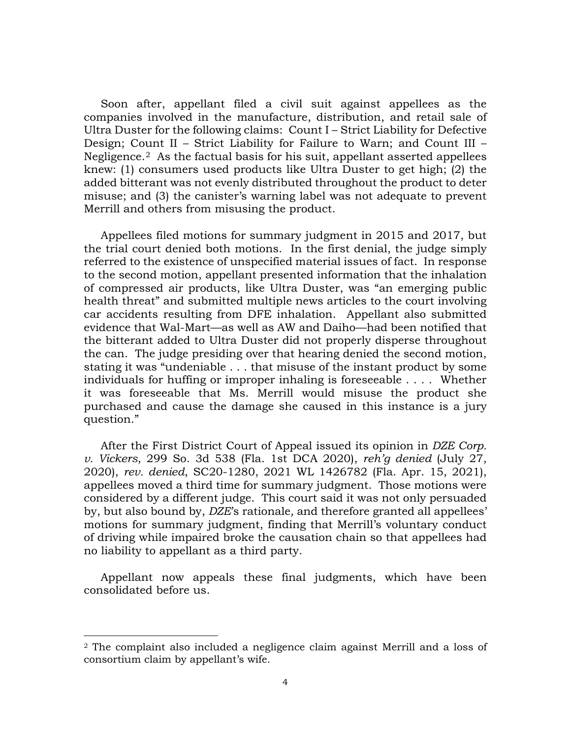Soon after, appellant filed a civil suit against appellees as the companies involved in the manufacture, distribution, and retail sale of Ultra Duster for the following claims: Count I – Strict Liability for Defective Design; Count II – Strict Liability for Failure to Warn; and Count III – Negligence.[2] As the factual basis for his suit, appellant asserted appellees knew: (1) consumers used products like Ultra Duster to get high; (2) the added bitterant was not evenly distributed throughout the product to deter misuse; and (3) the canister's warning label was not adequate to prevent Merrill and others from misusing the product.

Appellees filed motions for summary judgment in 2015 and 2017, but the trial court denied both motions. In the first denial, the judge simply referred to the existence of unspecified material issues of fact. In response to the second motion, appellant presented information that the inhalation of compressed air products, like Ultra Duster, was "an emerging public health threat" and submitted multiple news articles to the court involving car accidents resulting from DFE inhalation. Appellant also submitted evidence that Wal-Mart—as well as AW and Daiho—had been notified that the bitterant added to Ultra Duster did not properly disperse throughout the can. The judge presiding over that hearing denied the second motion, stating it was "undeniable . . . that misuse of the instant product by some individuals for huffing or improper inhaling is foreseeable . . . . Whether it was foreseeable that Ms. Merrill would misuse the product she purchased and cause the damage she caused in this instance is a jury question."

After the First District Court of Appeal issued its opinion in *DZE Corp. v. Vickers*, 299 So. 3d 538 (Fla. 1st DCA 2020), *reh'g denied* (July 27, 2020), *rev. denied*, SC20-1280, 2021 WL 1426782 (Fla. Apr. 15, 2021), appellees moved a third time for summary judgment. Those motions were considered by a different judge. This court said it was not only persuaded by, but also bound by, *DZE*'s rationale*,* and therefore granted all appellees' motions for summary judgment, finding that Merrill's voluntary conduct of driving while impaired broke the causation chain so that appellees had no liability to appellant as a third party.

Appellant now appeals these final judgments, which have been consolidated before us.

---

[2] The complaint also included a negligence claim against Merrill and a loss of consortium claim by appellant's wife.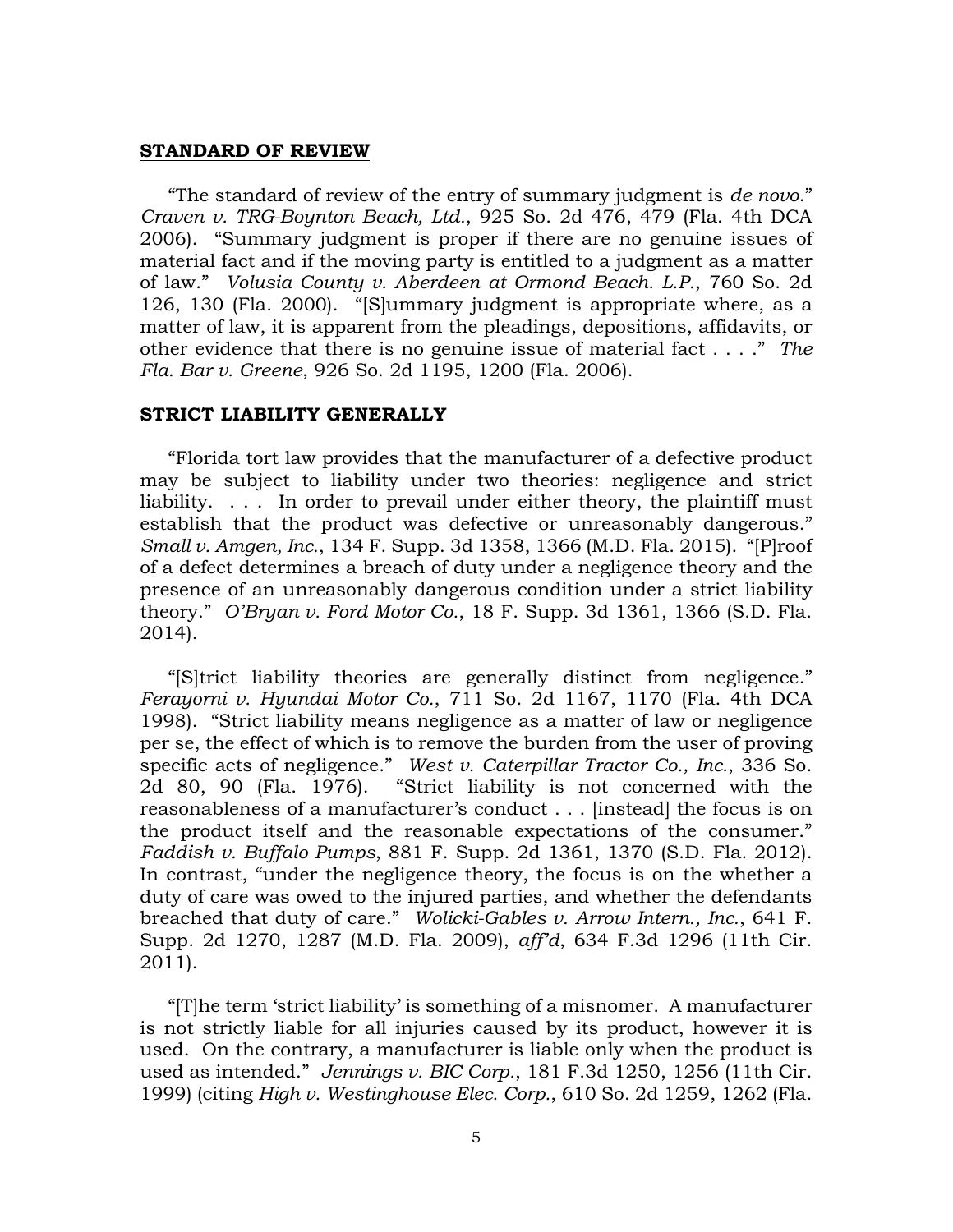## STANDARD OF REVIEW

"The standard of review of the entry of summary judgment is *de novo*." *Craven v. TRG-Boynton Beach, Ltd.*, 925 So. 2d 476, 479 (Fla. 4th DCA 2006). "Summary judgment is proper if there are no genuine issues of material fact and if the moving party is entitled to a judgment as a matter of law." *Volusia County v. Aberdeen at Ormond Beach. L.P.*, 760 So. 2d 126, 130 (Fla. 2000). "[S]ummary judgment is appropriate where, as a matter of law, it is apparent from the pleadings, depositions, affidavits, or other evidence that there is no genuine issue of material fact . . . ." *The Fla. Bar v. Greene*, 926 So. 2d 1195, 1200 (Fla. 2006).

## STRICT LIABILITY GENERALLY

"Florida tort law provides that the manufacturer of a defective product may be subject to liability under two theories: negligence and strict liability. . . . In order to prevail under either theory, the plaintiff must establish that the product was defective or unreasonably dangerous." *Small v. Amgen, Inc.*, 134 F. Supp. 3d 1358, 1366 (M.D. Fla. 2015). "[P]roof of a defect determines a breach of duty under a negligence theory and the presence of an unreasonably dangerous condition under a strict liability theory." *O'Bryan v. Ford Motor Co.*, 18 F. Supp. 3d 1361, 1366 (S.D. Fla. 2014).

"[S]trict liability theories are generally distinct from negligence." *Ferayorni v. Hyundai Motor Co.*, 711 So. 2d 1167, 1170 (Fla. 4th DCA 1998). "Strict liability means negligence as a matter of law or negligence per se, the effect of which is to remove the burden from the user of proving specific acts of negligence." *West v. Caterpillar Tractor Co., Inc.*, 336 So. 2d 80, 90 (Fla. 1976). "Strict liability is not concerned with the reasonableness of a manufacturer's conduct . . . [instead] the focus is on the product itself and the reasonable expectations of the consumer." *Faddish v. Buffalo Pumps*, 881 F. Supp. 2d 1361, 1370 (S.D. Fla. 2012). In contrast, "under the negligence theory, the focus is on the whether a duty of care was owed to the injured parties, and whether the defendants breached that duty of care." *Wolicki-Gables v. Arrow Intern., Inc.*, 641 F. Supp. 2d 1270, 1287 (M.D. Fla. 2009), *aff'd*, 634 F.3d 1296 (11th Cir. 2011).

"[T]he term 'strict liability' is something of a misnomer. A manufacturer is not strictly liable for all injuries caused by its product, however it is used. On the contrary, a manufacturer is liable only when the product is used as intended." *Jennings v. BIC Corp.*, 181 F.3d 1250, 1256 (11th Cir. 1999) (citing *High v. Westinghouse Elec. Corp.*, 610 So. 2d 1259, 1262 (Fla.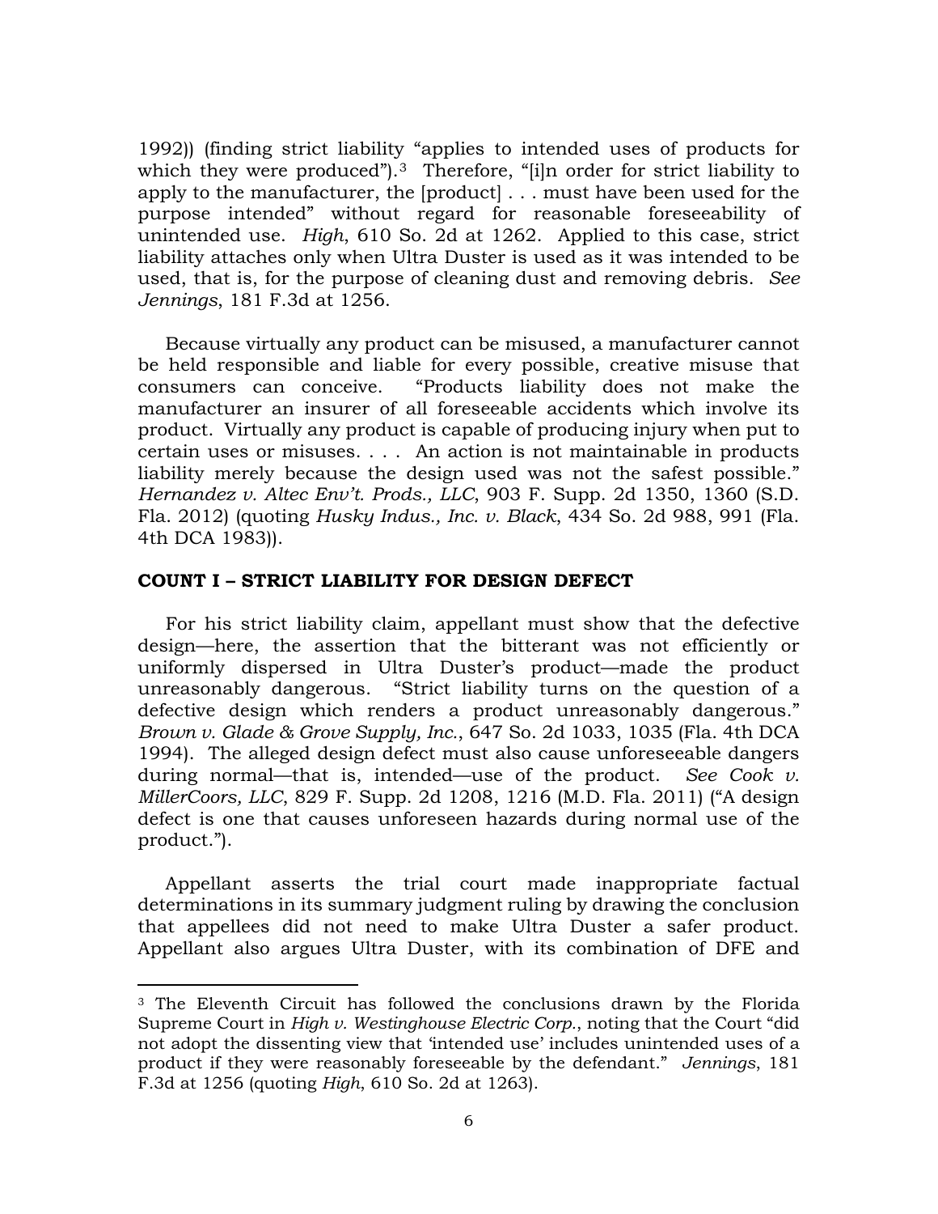1992)) (finding strict liability "applies to intended uses of products for which they were produced").[3] Therefore, "[i]n order for strict liability to apply to the manufacturer, the [product] . . . must have been used for the purpose intended" without regard for reasonable foreseeability of unintended use. *High*, 610 So. 2d at 1262. Applied to this case, strict liability attaches only when Ultra Duster is used as it was intended to be used, that is, for the purpose of cleaning dust and removing debris. *See Jennings*, 181 F.3d at 1256.

Because virtually any product can be misused, a manufacturer cannot be held responsible and liable for every possible, creative misuse that consumers can conceive. "Products liability does not make the manufacturer an insurer of all foreseeable accidents which involve its product. Virtually any product is capable of producing injury when put to certain uses or misuses. . . . An action is not maintainable in products liability merely because the design used was not the safest possible." *Hernandez v. Altec Env't. Prods., LLC*, 903 F. Supp. 2d 1350, 1360 (S.D. Fla. 2012) (quoting *Husky Indus., Inc. v. Black*, 434 So. 2d 988, 991 (Fla. 4th DCA 1983)).

**COUNT I – STRICT LIABILITY FOR DESIGN DEFECT**

For his strict liability claim, appellant must show that the defective design—here, the assertion that the bitterant was not efficiently or uniformly dispersed in Ultra Duster's product—made the product unreasonably dangerous. "Strict liability turns on the question of a defective design which renders a product unreasonably dangerous." *Brown v. Glade & Grove Supply, Inc.*, 647 So. 2d 1033, 1035 (Fla. 4th DCA 1994). The alleged design defect must also cause unforeseeable dangers during normal—that is, intended—use of the product. *See Cook v. MillerCoors, LLC*, 829 F. Supp. 2d 1208, 1216 (M.D. Fla. 2011) ("A design defect is one that causes unforeseen hazards during normal use of the product.").

Appellant asserts the trial court made inappropriate factual determinations in its summary judgment ruling by drawing the conclusion that appellees did not need to make Ultra Duster a safer product. Appellant also argues Ultra Duster, with its combination of DFE and

[3] The Eleventh Circuit has followed the conclusions drawn by the Florida Supreme Court in *High v. Westinghouse Electric Corp.*, noting that the Court "did not adopt the dissenting view that 'intended use' includes unintended uses of a product if they were reasonably foreseeable by the defendant." *Jennings*, 181 F.3d at 1256 (quoting *High*, 610 So. 2d at 1263).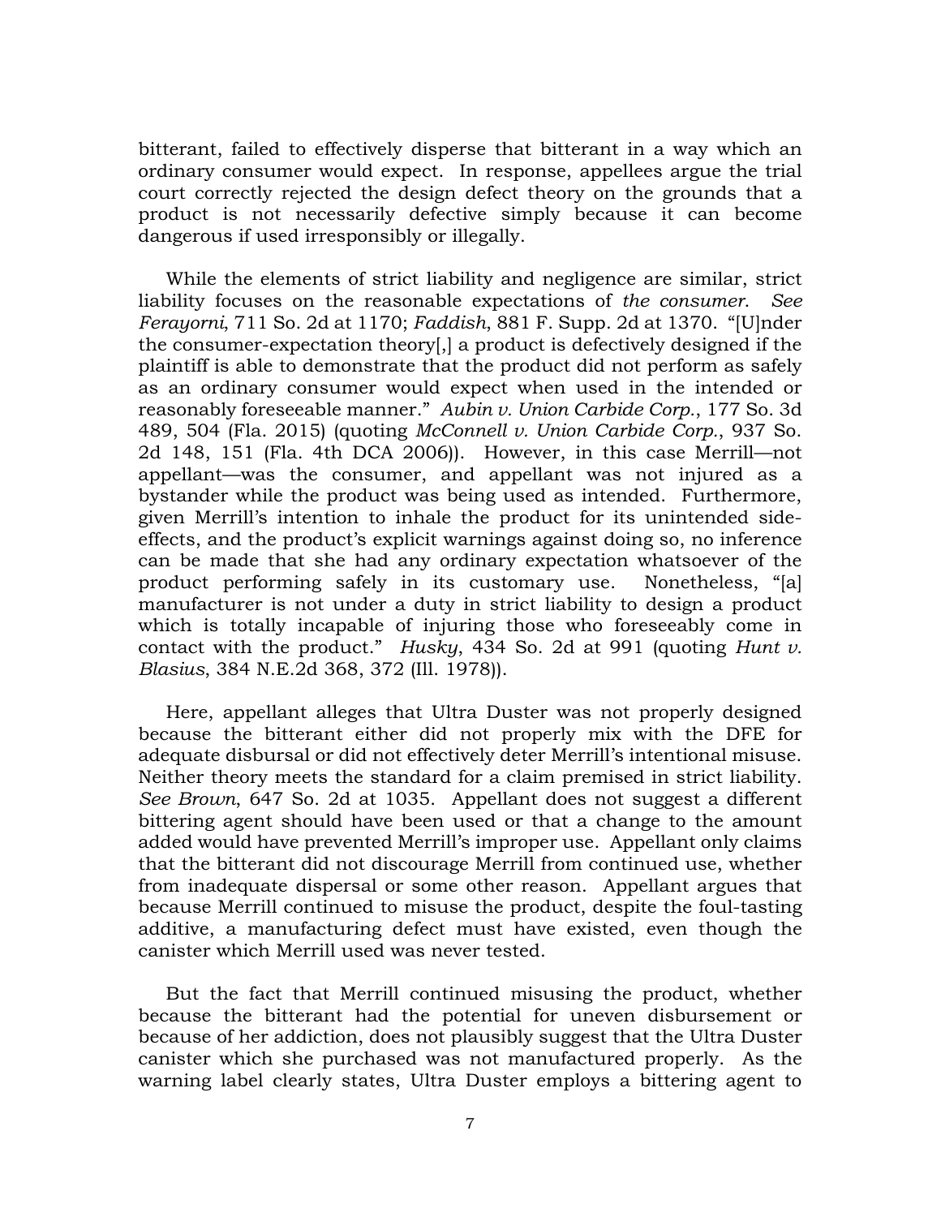bitterant, failed to effectively disperse that bitterant in a way which an ordinary consumer would expect. In response, appellees argue the trial court correctly rejected the design defect theory on the grounds that a product is not necessarily defective simply because it can become dangerous if used irresponsibly or illegally.

While the elements of strict liability and negligence are similar, strict liability focuses on the reasonable expectations of *the consumer*. *See Ferayorni*, 711 So. 2d at 1170; *Faddish*, 881 F. Supp. 2d at 1370. "[U]nder the consumer-expectation theory[,] a product is defectively designed if the plaintiff is able to demonstrate that the product did not perform as safely as an ordinary consumer would expect when used in the intended or reasonably foreseeable manner." *Aubin v. Union Carbide Corp.*, 177 So. 3d 489, 504 (Fla. 2015) (quoting *McConnell v. Union Carbide Corp.*, 937 So. 2d 148, 151 (Fla. 4th DCA 2006)). However, in this case Merrill—not appellant—was the consumer, and appellant was not injured as a bystander while the product was being used as intended. Furthermore, given Merrill's intention to inhale the product for its unintended side-effects, and the product's explicit warnings against doing so, no inference can be made that she had any ordinary expectation whatsoever of the product performing safely in its customary use. Nonetheless, "[a] manufacturer is not under a duty in strict liability to design a product which is totally incapable of injuring those who foreseeably come in contact with the product." *Husky*, 434 So. 2d at 991 (quoting *Hunt v. Blasius*, 384 N.E.2d 368, 372 (Ill. 1978)).

Here, appellant alleges that Ultra Duster was not properly designed because the bitterant either did not properly mix with the DFE for adequate disbursal or did not effectively deter Merrill's intentional misuse. Neither theory meets the standard for a claim premised in strict liability. *See Brown*, 647 So. 2d at 1035. Appellant does not suggest a different bittering agent should have been used or that a change to the amount added would have prevented Merrill's improper use. Appellant only claims that the bitterant did not discourage Merrill from continued use, whether from inadequate dispersal or some other reason. Appellant argues that because Merrill continued to misuse the product, despite the foul-tasting additive, a manufacturing defect must have existed, even though the canister which Merrill used was never tested.

But the fact that Merrill continued misusing the product, whether because the bitterant had the potential for uneven disbursement or because of her addiction, does not plausibly suggest that the Ultra Duster canister which she purchased was not manufactured properly. As the warning label clearly states, Ultra Duster employs a bittering agent to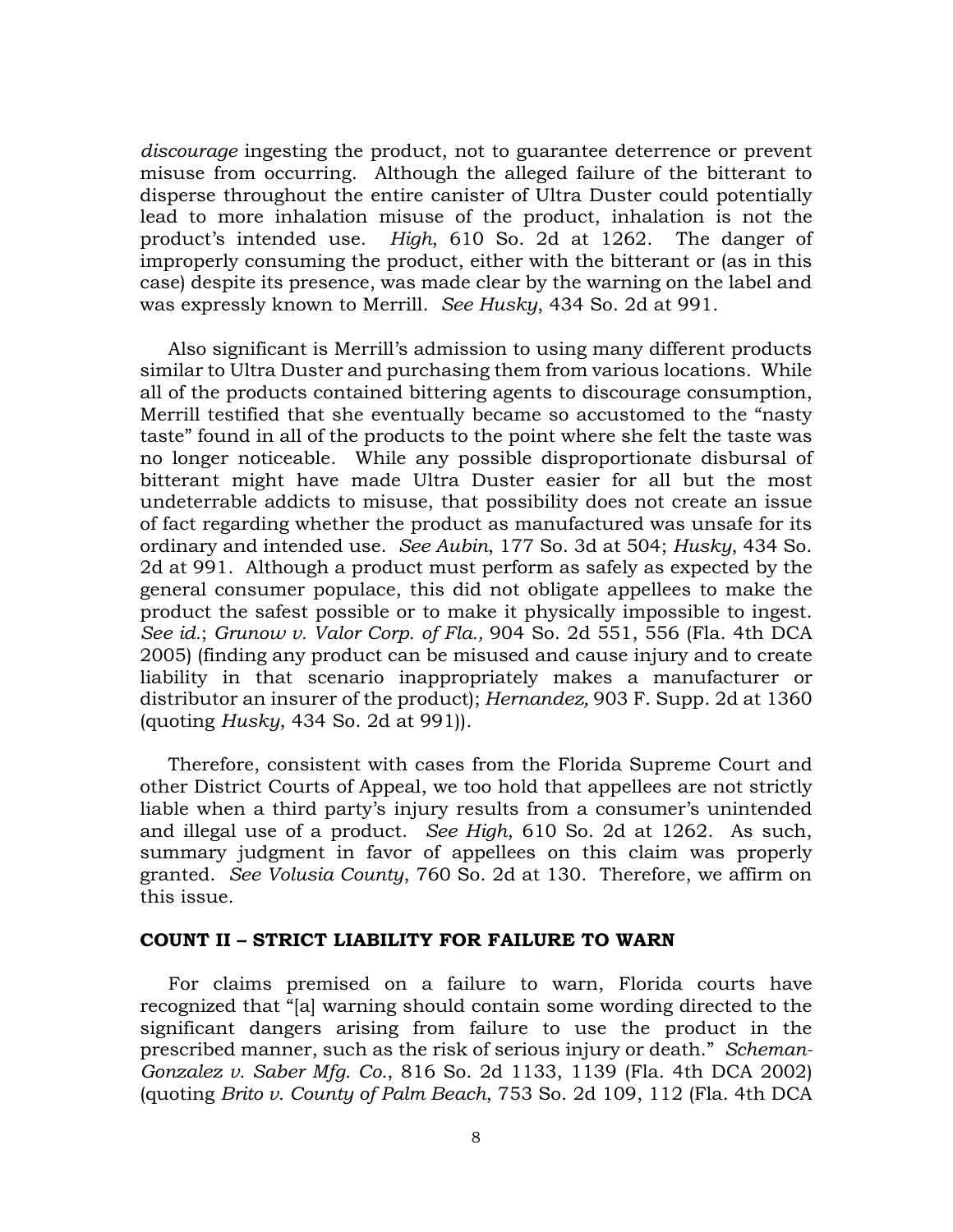*discourage* ingesting the product, not to guarantee deterrence or prevent misuse from occurring. Although the alleged failure of the bitterant to disperse throughout the entire canister of Ultra Duster could potentially lead to more inhalation misuse of the product, inhalation is not the product's intended use. *High*, 610 So. 2d at 1262. The danger of improperly consuming the product, either with the bitterant or (as in this case) despite its presence, was made clear by the warning on the label and was expressly known to Merrill. *See Husky*, 434 So. 2d at 991.

Also significant is Merrill's admission to using many different products similar to Ultra Duster and purchasing them from various locations. While all of the products contained bittering agents to discourage consumption, Merrill testified that she eventually became so accustomed to the "nasty taste" found in all of the products to the point where she felt the taste was no longer noticeable. While any possible disproportionate disbursal of bitterant might have made Ultra Duster easier for all but the most undeterrable addicts to misuse, that possibility does not create an issue of fact regarding whether the product as manufactured was unsafe for its ordinary and intended use. *See Aubin*, 177 So. 3d at 504; *Husky*, 434 So. 2d at 991. Although a product must perform as safely as expected by the general consumer populace, this did not obligate appellees to make the product the safest possible or to make it physically impossible to ingest. *See id.*; *Grunow v. Valor Corp. of Fla.,* 904 So. 2d 551, 556 (Fla. 4th DCA 2005) (finding any product can be misused and cause injury and to create liability in that scenario inappropriately makes a manufacturer or distributor an insurer of the product); *Hernandez,* 903 F. Supp. 2d at 1360 (quoting *Husky*, 434 So. 2d at 991)).

Therefore, consistent with cases from the Florida Supreme Court and other District Courts of Appeal, we too hold that appellees are not strictly liable when a third party's injury results from a consumer's unintended and illegal use of a product. *See High*, 610 So. 2d at 1262. As such, summary judgment in favor of appellees on this claim was properly granted. *See Volusia County*, 760 So. 2d at 130. Therefore, we affirm on this issue.

**COUNT II – STRICT LIABILITY FOR FAILURE TO WARN**

For claims premised on a failure to warn, Florida courts have recognized that "[a] warning should contain some wording directed to the significant dangers arising from failure to use the product in the prescribed manner, such as the risk of serious injury or death." *Scheman-Gonzalez v. Saber Mfg. Co.*, 816 So. 2d 1133, 1139 (Fla. 4th DCA 2002) (quoting *Brito v. County of Palm Beach*, 753 So. 2d 109, 112 (Fla. 4th DCA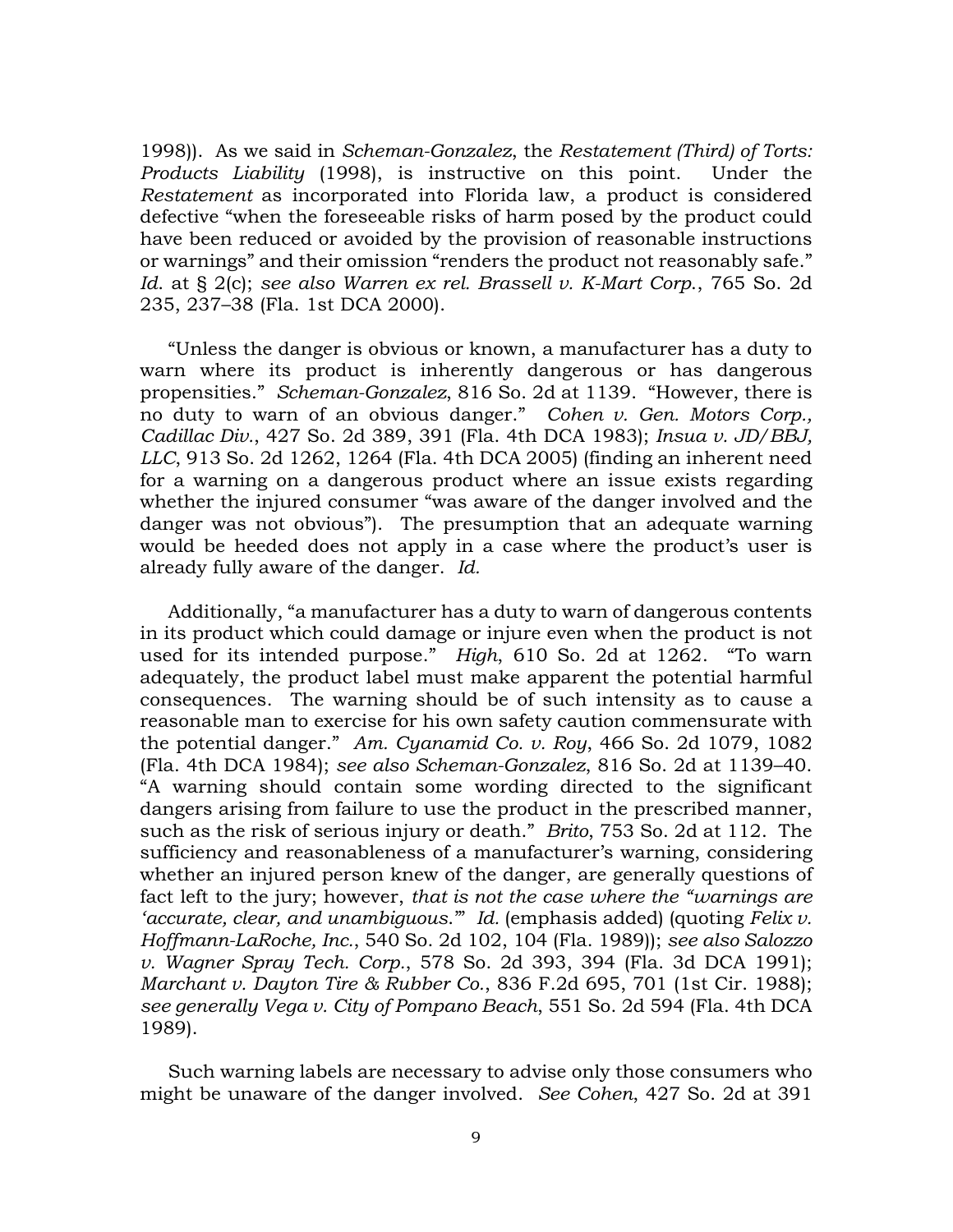1998)). As we said in *Scheman-Gonzalez*, the *Restatement (Third) of Torts: Products Liability* (1998), is instructive on this point. Under the *Restatement* as incorporated into Florida law, a product is considered defective "when the foreseeable risks of harm posed by the product could have been reduced or avoided by the provision of reasonable instructions or warnings" and their omission "renders the product not reasonably safe." *Id.* at § 2(c); *see also Warren ex rel. Brassell v. K-Mart Corp.*, 765 So. 2d 235, 237–38 (Fla. 1st DCA 2000).

"Unless the danger is obvious or known, a manufacturer has a duty to warn where its product is inherently dangerous or has dangerous propensities." *Scheman-Gonzalez*, 816 So. 2d at 1139. "However, there is no duty to warn of an obvious danger." *Cohen v. Gen. Motors Corp., Cadillac Div.*, 427 So. 2d 389, 391 (Fla. 4th DCA 1983); *Insua v. JD/BBJ, LLC*, 913 So. 2d 1262, 1264 (Fla. 4th DCA 2005) (finding an inherent need for a warning on a dangerous product where an issue exists regarding whether the injured consumer "was aware of the danger involved and the danger was not obvious"). The presumption that an adequate warning would be heeded does not apply in a case where the product's user is already fully aware of the danger. *Id.*

Additionally, "a manufacturer has a duty to warn of dangerous contents in its product which could damage or injure even when the product is not used for its intended purpose." *High*, 610 So. 2d at 1262. "To warn adequately, the product label must make apparent the potential harmful consequences. The warning should be of such intensity as to cause a reasonable man to exercise for his own safety caution commensurate with the potential danger." *Am. Cyanamid Co. v. Roy*, 466 So. 2d 1079, 1082 (Fla. 4th DCA 1984); *see also Scheman-Gonzalez*, 816 So. 2d at 1139–40. "A warning should contain some wording directed to the significant dangers arising from failure to use the product in the prescribed manner, such as the risk of serious injury or death." *Brito*, 753 So. 2d at 112. The sufficiency and reasonableness of a manufacturer's warning, considering whether an injured person knew of the danger, are generally questions of fact left to the jury; however, *that is not the case where the "warnings are 'accurate, clear, and unambiguous.'" Id.* (emphasis added) (quoting *Felix v. Hoffmann-LaRoche, Inc.*, 540 So. 2d 102, 104 (Fla. 1989)); *see also Salozzo v. Wagner Spray Tech. Corp.*, 578 So. 2d 393, 394 (Fla. 3d DCA 1991); *Marchant v. Dayton Tire & Rubber Co.*, 836 F.2d 695, 701 (1st Cir. 1988); *see generally Vega v. City of Pompano Beach*, 551 So. 2d 594 (Fla. 4th DCA 1989).

Such warning labels are necessary to advise only those consumers who might be unaware of the danger involved. *See Cohen*, 427 So. 2d at 391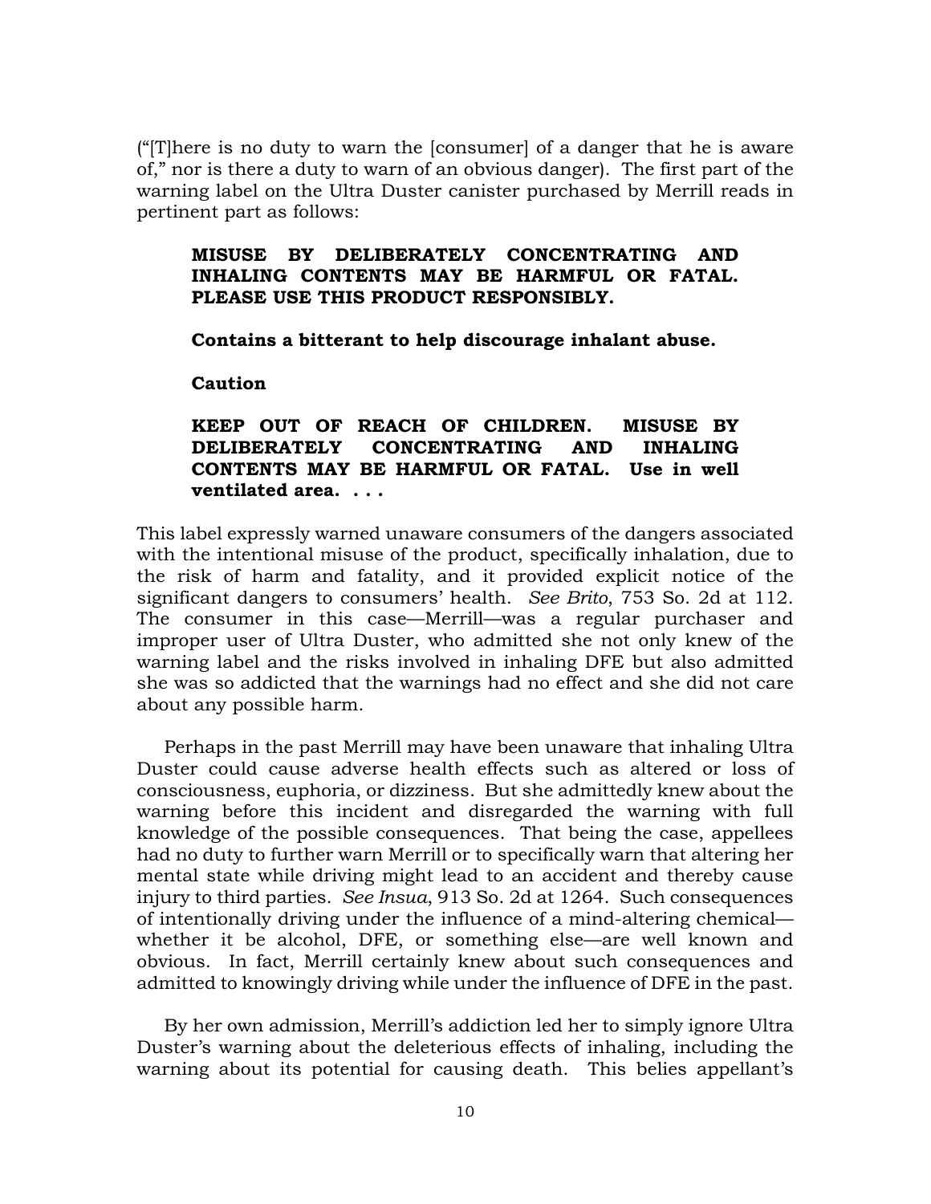("[T]here is no duty to warn the [consumer] of a danger that he is aware of," nor is there a duty to warn of an obvious danger). The first part of the warning label on the Ultra Duster canister purchased by Merrill reads in pertinent part as follows:

> **MISUSE BY DELIBERATELY CONCENTRATING AND INHALING CONTENTS MAY BE HARMFUL OR FATAL. PLEASE USE THIS PRODUCT RESPONSIBLY.**
>
> **Contains a bitterant to help discourage inhalant abuse.**
>
> **Caution**
>
> **KEEP OUT OF REACH OF CHILDREN. MISUSE BY DELIBERATELY CONCENTRATING AND INHALING CONTENTS MAY BE HARMFUL OR FATAL. Use in well ventilated area. . . .**

This label expressly warned unaware consumers of the dangers associated with the intentional misuse of the product, specifically inhalation, due to the risk of harm and fatality, and it provided explicit notice of the significant dangers to consumers' health. *See Brito*, 753 So. 2d at 112. The consumer in this case—Merrill—was a regular purchaser and improper user of Ultra Duster, who admitted she not only knew of the warning label and the risks involved in inhaling DFE but also admitted she was so addicted that the warnings had no effect and she did not care about any possible harm.

Perhaps in the past Merrill may have been unaware that inhaling Ultra Duster could cause adverse health effects such as altered or loss of consciousness, euphoria, or dizziness. But she admittedly knew about the warning before this incident and disregarded the warning with full knowledge of the possible consequences. That being the case, appellees had no duty to further warn Merrill or to specifically warn that altering her mental state while driving might lead to an accident and thereby cause injury to third parties. *See Insua*, 913 So. 2d at 1264. Such consequences of intentionally driving under the influence of a mind-altering chemical—whether it be alcohol, DFE, or something else—are well known and obvious. In fact, Merrill certainly knew about such consequences and admitted to knowingly driving while under the influence of DFE in the past.

By her own admission, Merrill's addiction led her to simply ignore Ultra Duster's warning about the deleterious effects of inhaling, including the warning about its potential for causing death. This belies appellant's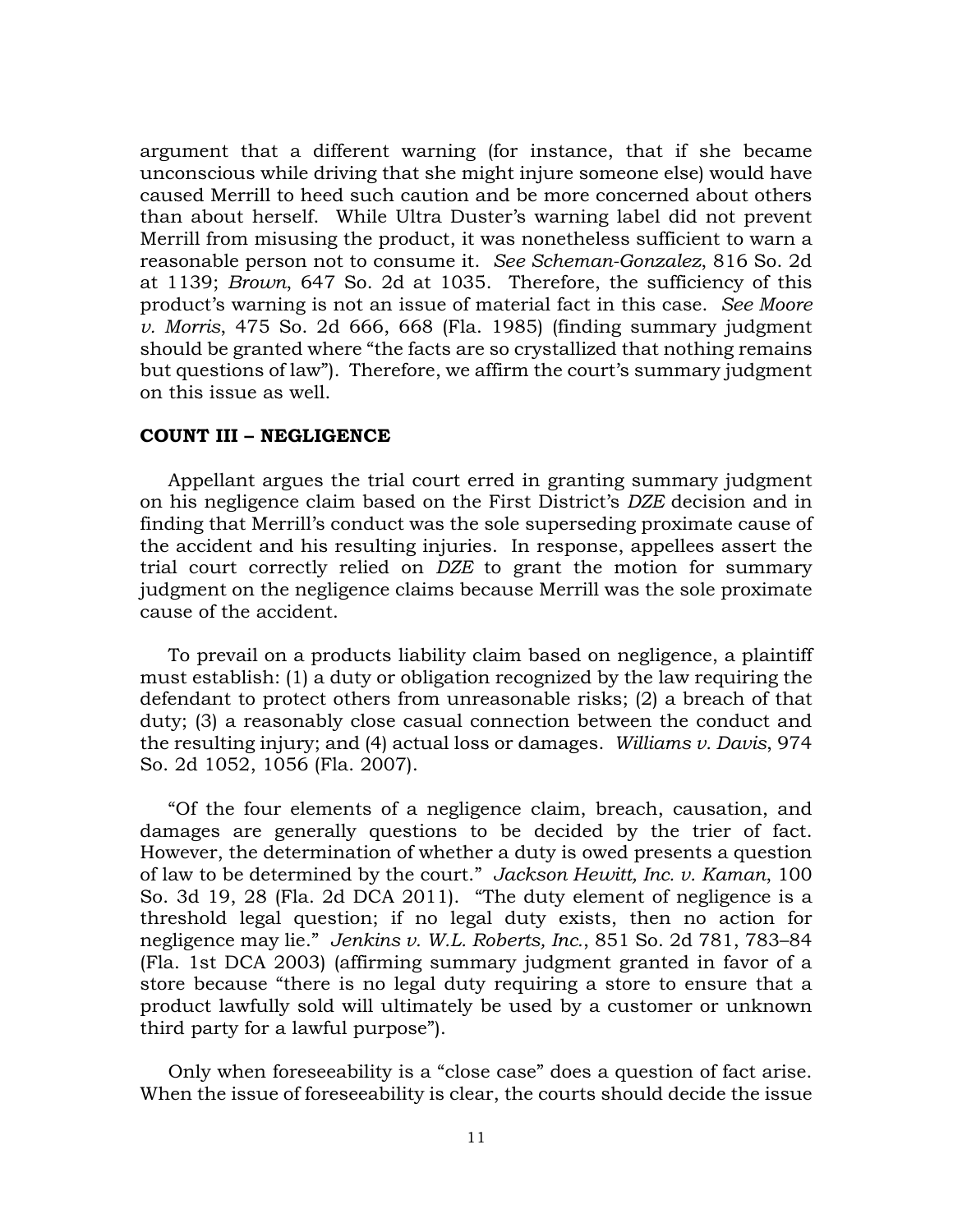argument that a different warning (for instance, that if she became unconscious while driving that she might injure someone else) would have caused Merrill to heed such caution and be more concerned about others than about herself. While Ultra Duster's warning label did not prevent Merrill from misusing the product, it was nonetheless sufficient to warn a reasonable person not to consume it. *See Scheman-Gonzalez*, 816 So. 2d at 1139; *Brown*, 647 So. 2d at 1035. Therefore, the sufficiency of this product's warning is not an issue of material fact in this case. *See Moore v. Morris*, 475 So. 2d 666, 668 (Fla. 1985) (finding summary judgment should be granted where "the facts are so crystallized that nothing remains but questions of law"). Therefore, we affirm the court's summary judgment on this issue as well.

**COUNT III – NEGLIGENCE**

Appellant argues the trial court erred in granting summary judgment on his negligence claim based on the First District's *DZE* decision and in finding that Merrill's conduct was the sole superseding proximate cause of the accident and his resulting injuries. In response, appellees assert the trial court correctly relied on *DZE* to grant the motion for summary judgment on the negligence claims because Merrill was the sole proximate cause of the accident.

To prevail on a products liability claim based on negligence, a plaintiff must establish: (1) a duty or obligation recognized by the law requiring the defendant to protect others from unreasonable risks; (2) a breach of that duty; (3) a reasonably close casual connection between the conduct and the resulting injury; and (4) actual loss or damages. *Williams v. Davis*, 974 So. 2d 1052, 1056 (Fla. 2007).

"Of the four elements of a negligence claim, breach, causation, and damages are generally questions to be decided by the trier of fact. However, the determination of whether a duty is owed presents a question of law to be determined by the court." *Jackson Hewitt, Inc. v. Kaman*, 100 So. 3d 19, 28 (Fla. 2d DCA 2011). "The duty element of negligence is a threshold legal question; if no legal duty exists, then no action for negligence may lie." *Jenkins v. W.L. Roberts, Inc.*, 851 So. 2d 781, 783–84 (Fla. 1st DCA 2003) (affirming summary judgment granted in favor of a store because "there is no legal duty requiring a store to ensure that a product lawfully sold will ultimately be used by a customer or unknown third party for a lawful purpose").

Only when foreseeability is a "close case" does a question of fact arise. When the issue of foreseeability is clear, the courts should decide the issue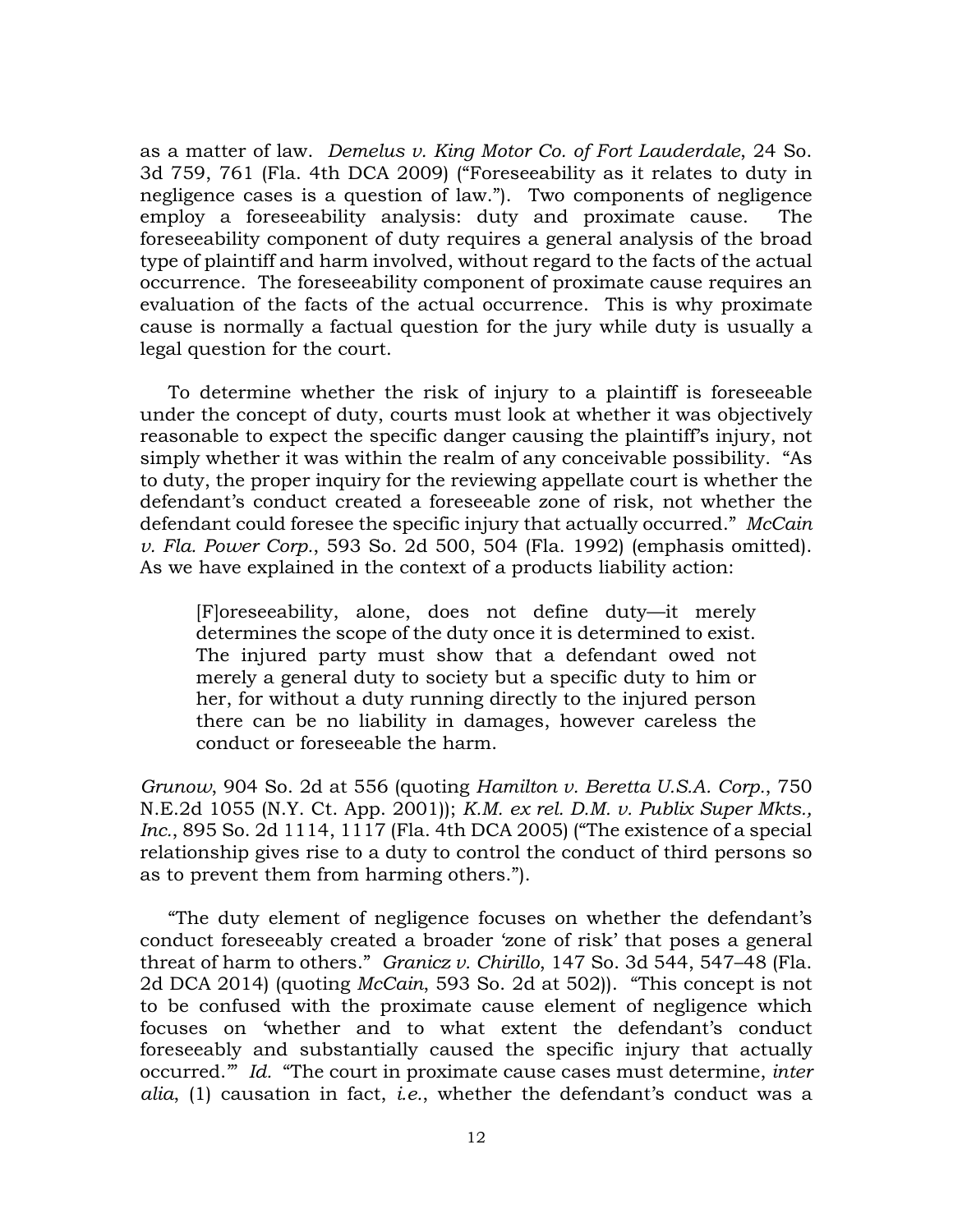as a matter of law. *Demelus v. King Motor Co. of Fort Lauderdale*, 24 So. 3d 759, 761 (Fla. 4th DCA 2009) ("Foreseeability as it relates to duty in negligence cases is a question of law."). Two components of negligence employ a foreseeability analysis: duty and proximate cause. The foreseeability component of duty requires a general analysis of the broad type of plaintiff and harm involved, without regard to the facts of the actual occurrence. The foreseeability component of proximate cause requires an evaluation of the facts of the actual occurrence. This is why proximate cause is normally a factual question for the jury while duty is usually a legal question for the court.

To determine whether the risk of injury to a plaintiff is foreseeable under the concept of duty, courts must look at whether it was objectively reasonable to expect the specific danger causing the plaintiff's injury, not simply whether it was within the realm of any conceivable possibility. "As to duty, the proper inquiry for the reviewing appellate court is whether the defendant's conduct created a foreseeable zone of risk, not whether the defendant could foresee the specific injury that actually occurred." *McCain v. Fla. Power Corp.*, 593 So. 2d 500, 504 (Fla. 1992) (emphasis omitted). As we have explained in the context of a products liability action:

> [F]oreseeability, alone, does not define duty—it merely determines the scope of the duty once it is determined to exist. The injured party must show that a defendant owed not merely a general duty to society but a specific duty to him or her, for without a duty running directly to the injured person there can be no liability in damages, however careless the conduct or foreseeable the harm.

*Grunow*, 904 So. 2d at 556 (quoting *Hamilton v. Beretta U.S.A. Corp.*, 750 N.E.2d 1055 (N.Y. Ct. App. 2001)); *K.M. ex rel. D.M. v. Publix Super Mkts., Inc.*, 895 So. 2d 1114, 1117 (Fla. 4th DCA 2005) ("The existence of a special relationship gives rise to a duty to control the conduct of third persons so as to prevent them from harming others.").

"The duty element of negligence focuses on whether the defendant's conduct foreseeably created a broader 'zone of risk' that poses a general threat of harm to others." *Granicz v. Chirillo*, 147 So. 3d 544, 547–48 (Fla. 2d DCA 2014) (quoting *McCain*, 593 So. 2d at 502)). "This concept is not to be confused with the proximate cause element of negligence which focuses on 'whether and to what extent the defendant's conduct foreseeably and substantially caused the specific injury that actually occurred.'" *Id.* "The court in proximate cause cases must determine, *inter alia*, (1) causation in fact, *i.e.*, whether the defendant's conduct was a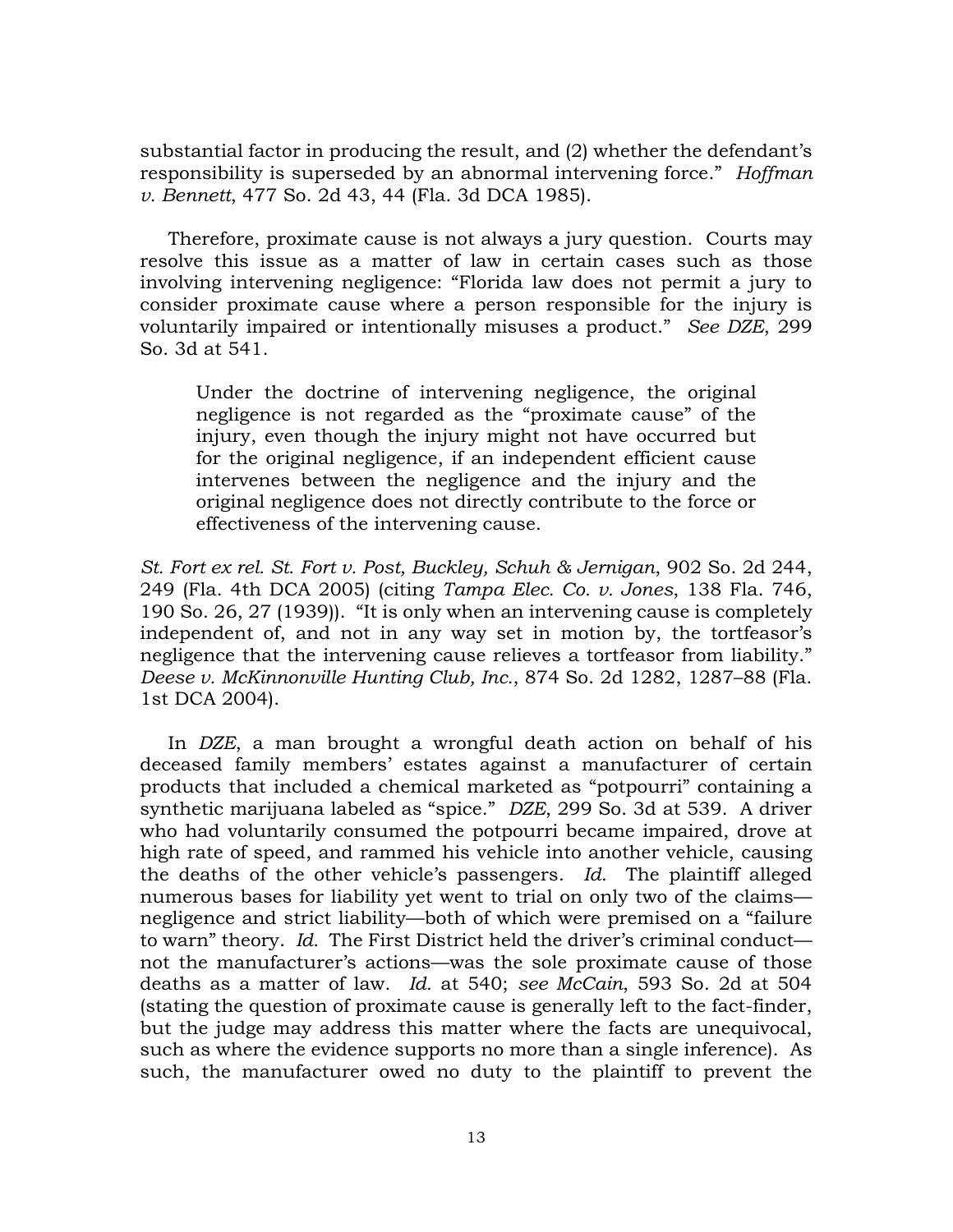substantial factor in producing the result, and (2) whether the defendant's responsibility is superseded by an abnormal intervening force." *Hoffman v. Bennett*, 477 So. 2d 43, 44 (Fla. 3d DCA 1985).

Therefore, proximate cause is not always a jury question. Courts may resolve this issue as a matter of law in certain cases such as those involving intervening negligence: "Florida law does not permit a jury to consider proximate cause where a person responsible for the injury is voluntarily impaired or intentionally misuses a product." *See DZE*, 299 So. 3d at 541.

> Under the doctrine of intervening negligence, the original negligence is not regarded as the "proximate cause" of the injury, even though the injury might not have occurred but for the original negligence, if an independent efficient cause intervenes between the negligence and the injury and the original negligence does not directly contribute to the force or effectiveness of the intervening cause.

*St. Fort ex rel. St. Fort v. Post, Buckley, Schuh & Jernigan*, 902 So. 2d 244, 249 (Fla. 4th DCA 2005) (citing *Tampa Elec. Co. v. Jones*, 138 Fla. 746, 190 So. 26, 27 (1939)). "It is only when an intervening cause is completely independent of, and not in any way set in motion by, the tortfeasor's negligence that the intervening cause relieves a tortfeasor from liability." *Deese v. McKinnonville Hunting Club, Inc.*, 874 So. 2d 1282, 1287–88 (Fla. 1st DCA 2004).

In *DZE*, a man brought a wrongful death action on behalf of his deceased family members' estates against a manufacturer of certain products that included a chemical marketed as "potpourri" containing a synthetic marijuana labeled as "spice." *DZE*, 299 So. 3d at 539. A driver who had voluntarily consumed the potpourri became impaired, drove at high rate of speed, and rammed his vehicle into another vehicle, causing the deaths of the other vehicle's passengers. *Id.* The plaintiff alleged numerous bases for liability yet went to trial on only two of the claims—negligence and strict liability—both of which were premised on a "failure to warn" theory. *Id.* The First District held the driver's criminal conduct—not the manufacturer's actions—was the sole proximate cause of those deaths as a matter of law. *Id.* at 540; *see McCain*, 593 So. 2d at 504 (stating the question of proximate cause is generally left to the fact-finder, but the judge may address this matter where the facts are unequivocal, such as where the evidence supports no more than a single inference). As such, the manufacturer owed no duty to the plaintiff to prevent the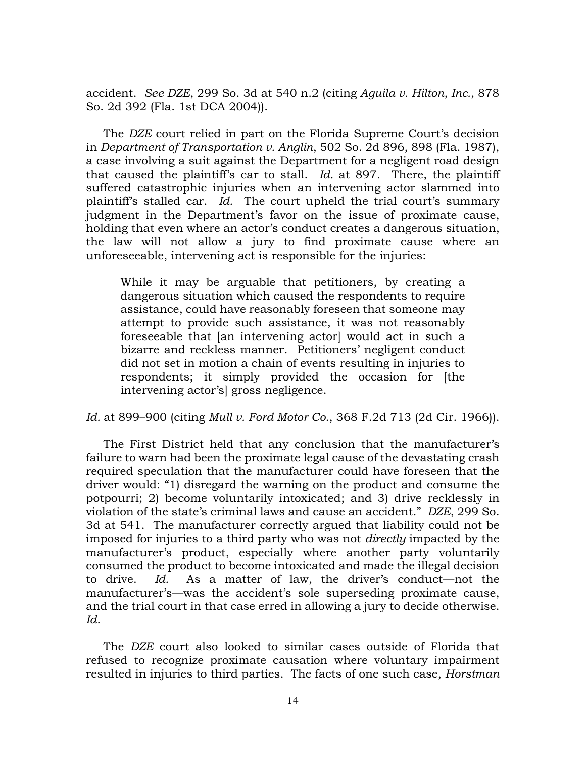accident. *See DZE*, 299 So. 3d at 540 n.2 (citing *Aguila v. Hilton, Inc.*, 878 So. 2d 392 (Fla. 1st DCA 2004)).

The *DZE* court relied in part on the Florida Supreme Court's decision in *Department of Transportation v. Anglin*, 502 So. 2d 896, 898 (Fla. 1987), a case involving a suit against the Department for a negligent road design that caused the plaintiff's car to stall. *Id.* at 897. There, the plaintiff suffered catastrophic injuries when an intervening actor slammed into plaintiff's stalled car. *Id.* The court upheld the trial court's summary judgment in the Department's favor on the issue of proximate cause, holding that even where an actor's conduct creates a dangerous situation, the law will not allow a jury to find proximate cause where an unforeseeable, intervening act is responsible for the injuries:

> While it may be arguable that petitioners, by creating a dangerous situation which caused the respondents to require assistance, could have reasonably foreseen that someone may attempt to provide such assistance, it was not reasonably foreseeable that [an intervening actor] would act in such a bizarre and reckless manner. Petitioners' negligent conduct did not set in motion a chain of events resulting in injuries to respondents; it simply provided the occasion for [the intervening actor's] gross negligence.

*Id.* at 899–900 (citing *Mull v. Ford Motor Co.*, 368 F.2d 713 (2d Cir. 1966)).

The First District held that any conclusion that the manufacturer's failure to warn had been the proximate legal cause of the devastating crash required speculation that the manufacturer could have foreseen that the driver would: "1) disregard the warning on the product and consume the potpourri; 2) become voluntarily intoxicated; and 3) drive recklessly in violation of the state's criminal laws and cause an accident." *DZE*, 299 So. 3d at 541. The manufacturer correctly argued that liability could not be imposed for injuries to a third party who was not *directly* impacted by the manufacturer's product, especially where another party voluntarily consumed the product to become intoxicated and made the illegal decision to drive. *Id.* As a matter of law, the driver's conduct—not the manufacturer's—was the accident's sole superseding proximate cause, and the trial court in that case erred in allowing a jury to decide otherwise. *Id.*

The *DZE* court also looked to similar cases outside of Florida that refused to recognize proximate causation where voluntary impairment resulted in injuries to third parties. The facts of one such case, *Horstman*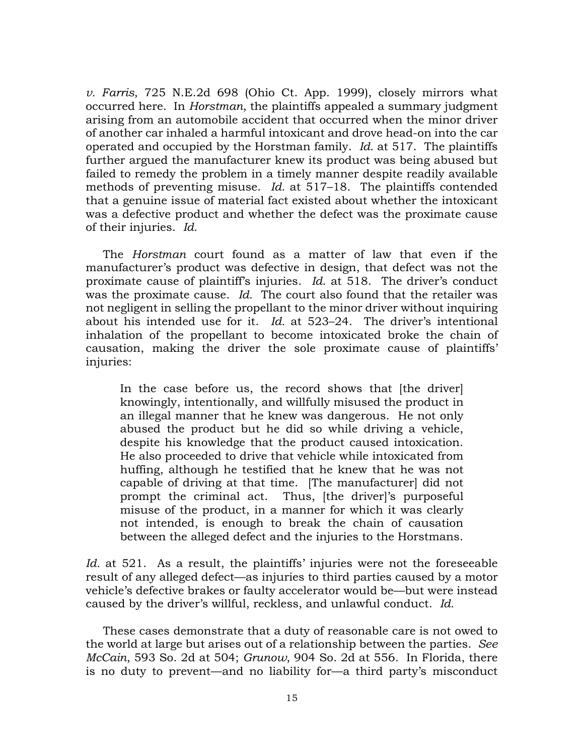*v. Farris*, 725 N.E.2d 698 (Ohio Ct. App. 1999), closely mirrors what occurred here. In *Horstman*, the plaintiffs appealed a summary judgment arising from an automobile accident that occurred when the minor driver of another car inhaled a harmful intoxicant and drove head-on into the car operated and occupied by the Horstman family. *Id.* at 517. The plaintiffs further argued the manufacturer knew its product was being abused but failed to remedy the problem in a timely manner despite readily available methods of preventing misuse. *Id.* at 517–18. The plaintiffs contended that a genuine issue of material fact existed about whether the intoxicant was a defective product and whether the defect was the proximate cause of their injuries. *Id.*

The *Horstman* court found as a matter of law that even if the manufacturer's product was defective in design, that defect was not the proximate cause of plaintiff's injuries. *Id.* at 518. The driver's conduct was the proximate cause. *Id.* The court also found that the retailer was not negligent in selling the propellant to the minor driver without inquiring about his intended use for it. *Id.* at 523–24. The driver's intentional inhalation of the propellant to become intoxicated broke the chain of causation, making the driver the sole proximate cause of plaintiffs' injuries:

> In the case before us, the record shows that [the driver] knowingly, intentionally, and willfully misused the product in an illegal manner that he knew was dangerous. He not only abused the product but he did so while driving a vehicle, despite his knowledge that the product caused intoxication. He also proceeded to drive that vehicle while intoxicated from huffing, although he testified that he knew that he was not capable of driving at that time. [The manufacturer] did not prompt the criminal act. Thus, [the driver]'s purposeful misuse of the product, in a manner for which it was clearly not intended, is enough to break the chain of causation between the alleged defect and the injuries to the Horstmans.

*Id.* at 521. As a result, the plaintiffs' injuries were not the foreseeable result of any alleged defect—as injuries to third parties caused by a motor vehicle's defective brakes or faulty accelerator would be—but were instead caused by the driver's willful, reckless, and unlawful conduct. *Id.*

These cases demonstrate that a duty of reasonable care is not owed to the world at large but arises out of a relationship between the parties. *See McCain*, 593 So. 2d at 504; *Grunow*, 904 So. 2d at 556. In Florida, there is no duty to prevent—and no liability for—a third party's misconduct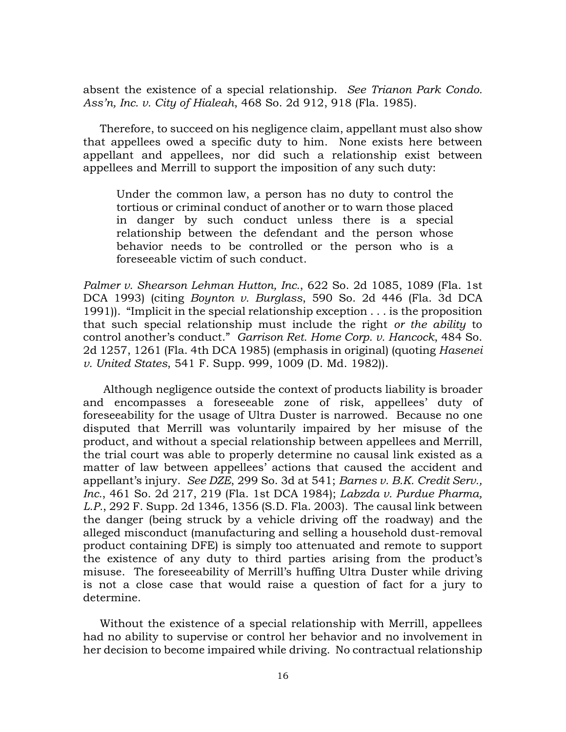absent the existence of a special relationship. *See Trianon Park Condo. Ass'n, Inc. v. City of Hialeah*, 468 So. 2d 912, 918 (Fla. 1985).

Therefore, to succeed on his negligence claim, appellant must also show that appellees owed a specific duty to him. None exists here between appellant and appellees, nor did such a relationship exist between appellees and Merrill to support the imposition of any such duty:

> Under the common law, a person has no duty to control the tortious or criminal conduct of another or to warn those placed in danger by such conduct unless there is a special relationship between the defendant and the person whose behavior needs to be controlled or the person who is a foreseeable victim of such conduct.

*Palmer v. Shearson Lehman Hutton, Inc.*, 622 So. 2d 1085, 1089 (Fla. 1st DCA 1993) (citing *Boynton v. Burglass*, 590 So. 2d 446 (Fla. 3d DCA 1991)). "Implicit in the special relationship exception . . . is the proposition that such special relationship must include the right *or the ability* to control another's conduct." *Garrison Ret. Home Corp. v. Hancock*, 484 So. 2d 1257, 1261 (Fla. 4th DCA 1985) (emphasis in original) (quoting *Hasenei v. United States*, 541 F. Supp. 999, 1009 (D. Md. 1982)).

Although negligence outside the context of products liability is broader and encompasses a foreseeable zone of risk, appellees' duty of foreseeability for the usage of Ultra Duster is narrowed. Because no one disputed that Merrill was voluntarily impaired by her misuse of the product, and without a special relationship between appellees and Merrill, the trial court was able to properly determine no causal link existed as a matter of law between appellees' actions that caused the accident and appellant's injury. *See DZE*, 299 So. 3d at 541; *Barnes v. B.K. Credit Serv., Inc.*, 461 So. 2d 217, 219 (Fla. 1st DCA 1984); *Labzda v. Purdue Pharma, L.P.*, 292 F. Supp. 2d 1346, 1356 (S.D. Fla. 2003). The causal link between the danger (being struck by a vehicle driving off the roadway) and the alleged misconduct (manufacturing and selling a household dust-removal product containing DFE) is simply too attenuated and remote to support the existence of any duty to third parties arising from the product's misuse. The foreseeability of Merrill's huffing Ultra Duster while driving is not a close case that would raise a question of fact for a jury to determine.

Without the existence of a special relationship with Merrill, appellees had no ability to supervise or control her behavior and no involvement in her decision to become impaired while driving. No contractual relationship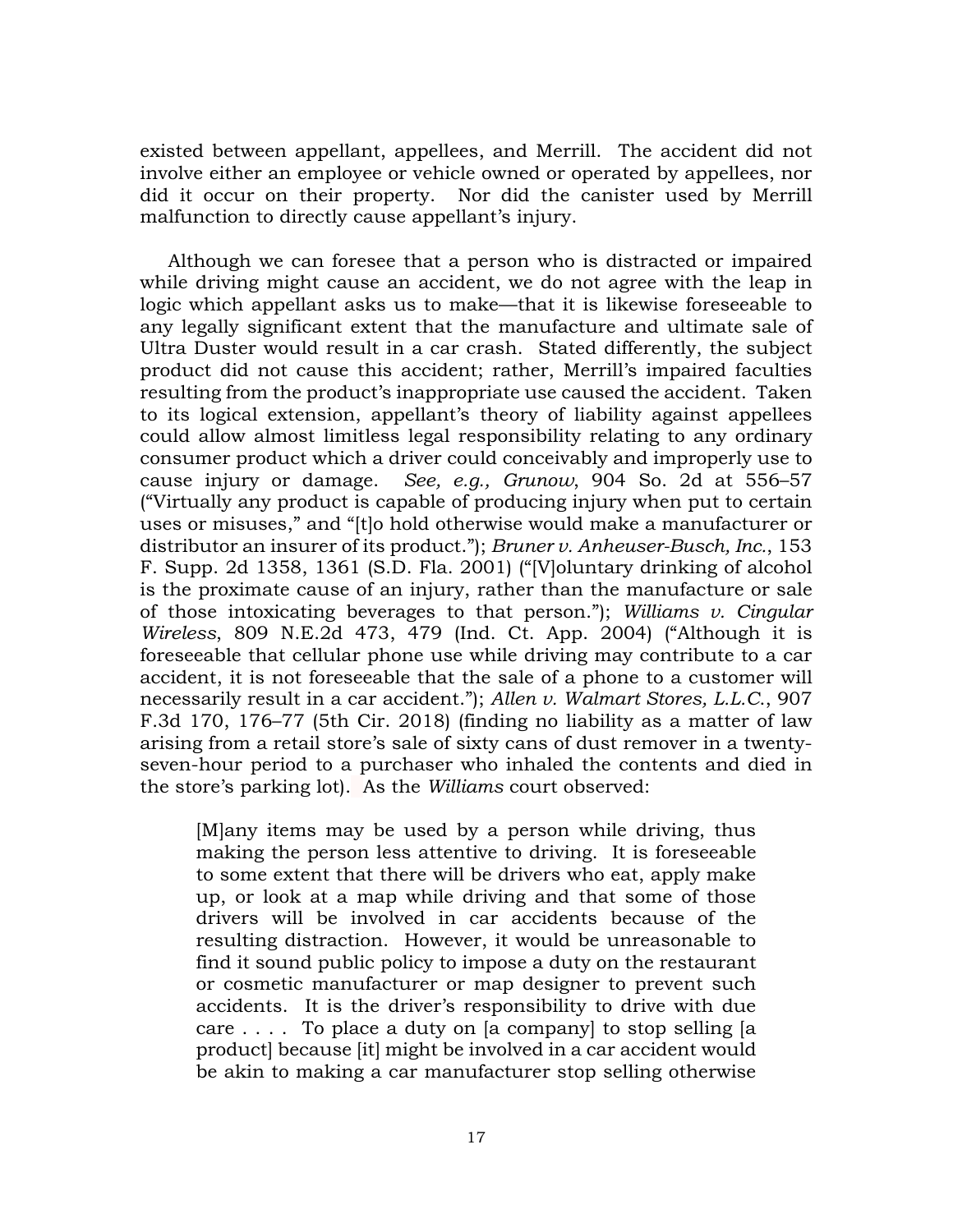existed between appellant, appellees, and Merrill. The accident did not involve either an employee or vehicle owned or operated by appellees, nor did it occur on their property. Nor did the canister used by Merrill malfunction to directly cause appellant's injury.

Although we can foresee that a person who is distracted or impaired while driving might cause an accident, we do not agree with the leap in logic which appellant asks us to make—that it is likewise foreseeable to any legally significant extent that the manufacture and ultimate sale of Ultra Duster would result in a car crash. Stated differently, the subject product did not cause this accident; rather, Merrill's impaired faculties resulting from the product's inappropriate use caused the accident. Taken to its logical extension, appellant's theory of liability against appellees could allow almost limitless legal responsibility relating to any ordinary consumer product which a driver could conceivably and improperly use to cause injury or damage. *See, e.g., Grunow*, 904 So. 2d at 556–57 ("Virtually any product is capable of producing injury when put to certain uses or misuses," and "[t]o hold otherwise would make a manufacturer or distributor an insurer of its product."); *Bruner v. Anheuser-Busch, Inc.*, 153 F. Supp. 2d 1358, 1361 (S.D. Fla. 2001) ("[V]oluntary drinking of alcohol is the proximate cause of an injury, rather than the manufacture or sale of those intoxicating beverages to that person."); *Williams v. Cingular Wireless*, 809 N.E.2d 473, 479 (Ind. Ct. App. 2004) ("Although it is foreseeable that cellular phone use while driving may contribute to a car accident, it is not foreseeable that the sale of a phone to a customer will necessarily result in a car accident."); *Allen v. Walmart Stores, L.L.C.*, 907 F.3d 170, 176–77 (5th Cir. 2018) (finding no liability as a matter of law arising from a retail store's sale of sixty cans of dust remover in a twenty-seven-hour period to a purchaser who inhaled the contents and died in the store's parking lot). As the *Williams* court observed:

> [M]any items may be used by a person while driving, thus making the person less attentive to driving. It is foreseeable to some extent that there will be drivers who eat, apply make up, or look at a map while driving and that some of those drivers will be involved in car accidents because of the resulting distraction. However, it would be unreasonable to find it sound public policy to impose a duty on the restaurant or cosmetic manufacturer or map designer to prevent such accidents. It is the driver's responsibility to drive with due care . . . . To place a duty on [a company] to stop selling [a product] because [it] might be involved in a car accident would be akin to making a car manufacturer stop selling otherwise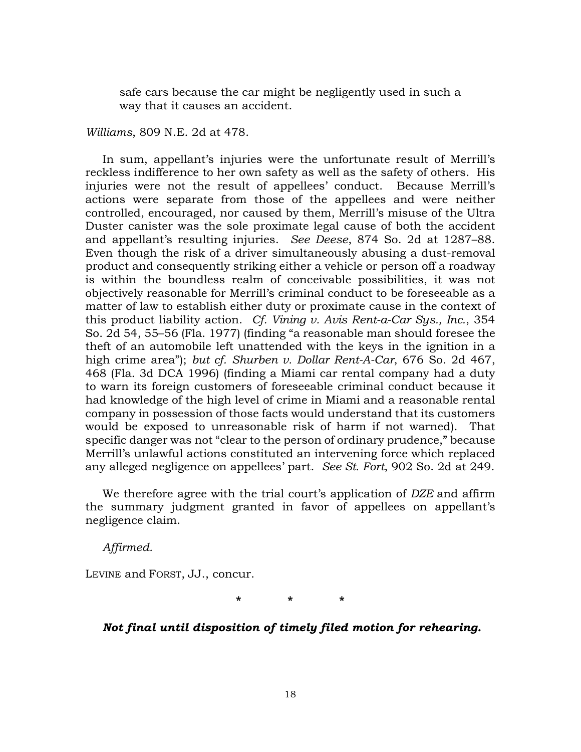> safe cars because the car might be negligently used in such a way that it causes an accident.

*Williams*, 809 N.E. 2d at 478.

In sum, appellant's injuries were the unfortunate result of Merrill's reckless indifference to her own safety as well as the safety of others. His injuries were not the result of appellees' conduct. Because Merrill's actions were separate from those of the appellees and were neither controlled, encouraged, nor caused by them, Merrill's misuse of the Ultra Duster canister was the sole proximate legal cause of both the accident and appellant's resulting injuries. *See Deese*, 874 So. 2d at 1287–88. Even though the risk of a driver simultaneously abusing a dust-removal product and consequently striking either a vehicle or person off a roadway is within the boundless realm of conceivable possibilities, it was not objectively reasonable for Merrill's criminal conduct to be foreseeable as a matter of law to establish either duty or proximate cause in the context of this product liability action. *Cf. Vining v. Avis Rent-a-Car Sys., Inc.*, 354 So. 2d 54, 55–56 (Fla. 1977) (finding "a reasonable man should foresee the theft of an automobile left unattended with the keys in the ignition in a high crime area"); *but cf. Shurben v. Dollar Rent-A-Car*, 676 So. 2d 467, 468 (Fla. 3d DCA 1996) (finding a Miami car rental company had a duty to warn its foreign customers of foreseeable criminal conduct because it had knowledge of the high level of crime in Miami and a reasonable rental company in possession of those facts would understand that its customers would be exposed to unreasonable risk of harm if not warned). That specific danger was not "clear to the person of ordinary prudence," because Merrill's unlawful actions constituted an intervening force which replaced any alleged negligence on appellees' part. *See St. Fort*, 902 So. 2d at 249.

We therefore agree with the trial court's application of *DZE* and affirm the summary judgment granted in favor of appellees on appellant's negligence claim.

*Affirmed.*

LEVINE and FORST, JJ., concur.

\*            \*            \*

***Not final until disposition of timely filed motion for rehearing.***